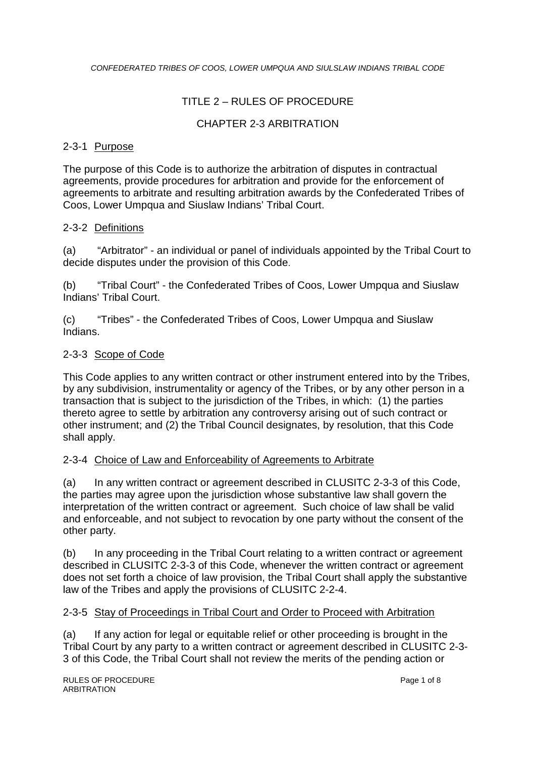# TITLE 2 – RULES OF PROCEDURE

## CHAPTER 2-3 ARBITRATION

### 2-3-1 Purpose

The purpose of this Code is to authorize the arbitration of disputes in contractual agreements, provide procedures for arbitration and provide for the enforcement of agreements to arbitrate and resulting arbitration awards by the Confederated Tribes of Coos, Lower Umpqua and Siuslaw Indians' Tribal Court.

### 2-3-2 Definitions

(a) "Arbitrator" - an individual or panel of individuals appointed by the Tribal Court to decide disputes under the provision of this Code.

(b) "Tribal Court" - the Confederated Tribes of Coos, Lower Umpqua and Siuslaw Indians' Tribal Court.

(c) "Tribes" - the Confederated Tribes of Coos, Lower Umpqua and Siuslaw Indians.

### 2-3-3 Scope of Code

This Code applies to any written contract or other instrument entered into by the Tribes, by any subdivision, instrumentality or agency of the Tribes, or by any other person in a transaction that is subject to the jurisdiction of the Tribes, in which: (1) the parties thereto agree to settle by arbitration any controversy arising out of such contract or other instrument; and (2) the Tribal Council designates, by resolution, that this Code shall apply.

### 2-3-4 Choice of Law and Enforceability of Agreements to Arbitrate

(a) In any written contract or agreement described in CLUSITC 2-3-3 of this Code, the parties may agree upon the jurisdiction whose substantive law shall govern the interpretation of the written contract or agreement. Such choice of law shall be valid and enforceable, and not subject to revocation by one party without the consent of the other party.

(b) In any proceeding in the Tribal Court relating to a written contract or agreement described in CLUSITC 2-3-3 of this Code, whenever the written contract or agreement does not set forth a choice of law provision, the Tribal Court shall apply the substantive law of the Tribes and apply the provisions of CLUSITC 2-2-4.

### 2-3-5 Stay of Proceedings in Tribal Court and Order to Proceed with Arbitration

(a) If any action for legal or equitable relief or other proceeding is brought in the Tribal Court by any party to a written contract or agreement described in CLUSITC 2-3-3 of this Code, the Tribal Court shall not review the merits of the pending action or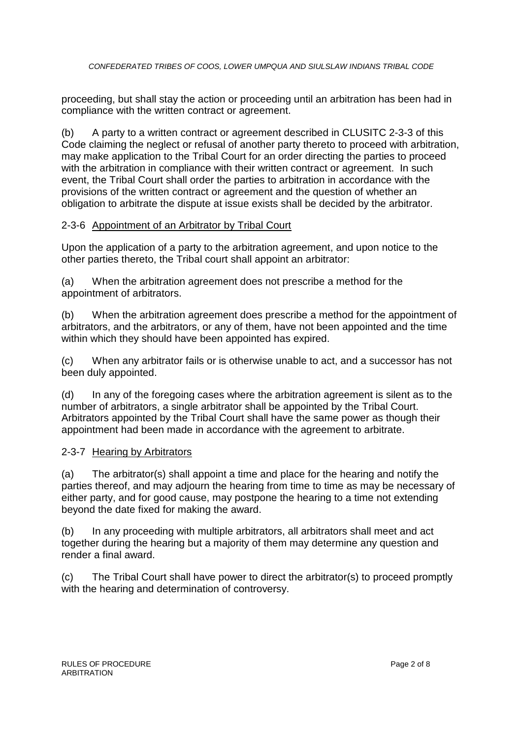proceeding, but shall stay the action or proceeding until an arbitration has been had in compliance with the written contract or agreement.

(b) A party to a written contract or agreement described in CLUSITC 2-3-3 of this Code claiming the neglect or refusal of another party thereto to proceed with arbitration, may make application to the Tribal Court for an order directing the parties to proceed with the arbitration in compliance with their written contract or agreement. In such event, the Tribal Court shall order the parties to arbitration in accordance with the provisions of the written contract or agreement and the question of whether an obligation to arbitrate the dispute at issue exists shall be decided by the arbitrator.

## 2-3-6 Appointment of an Arbitrator by Tribal Court

Upon the application of a party to the arbitration agreement, and upon notice to the other parties thereto, the Tribal court shall appoint an arbitrator:

(a) When the arbitration agreement does not prescribe a method for the appointment of arbitrators.

(b) When the arbitration agreement does prescribe a method for the appointment of arbitrators, and the arbitrators, or any of them, have not been appointed and the time within which they should have been appointed has expired.

(c) When any arbitrator fails or is otherwise unable to act, and a successor has not been duly appointed.

(d) In any of the foregoing cases where the arbitration agreement is silent as to the number of arbitrators, a single arbitrator shall be appointed by the Tribal Court. Arbitrators appointed by the Tribal Court shall have the same power as though their appointment had been made in accordance with the agreement to arbitrate.

## 2-3-7 Hearing by Arbitrators

(a) The arbitrator(s) shall appoint a time and place for the hearing and notify the parties thereof, and may adjourn the hearing from time to time as may be necessary of either party, and for good cause, may postpone the hearing to a time not extending beyond the date fixed for making the award.

(b) In any proceeding with multiple arbitrators, all arbitrators shall meet and act together during the hearing but a majority of them may determine any question and render a final award.

(c) The Tribal Court shall have power to direct the arbitrator(s) to proceed promptly with the hearing and determination of controversy.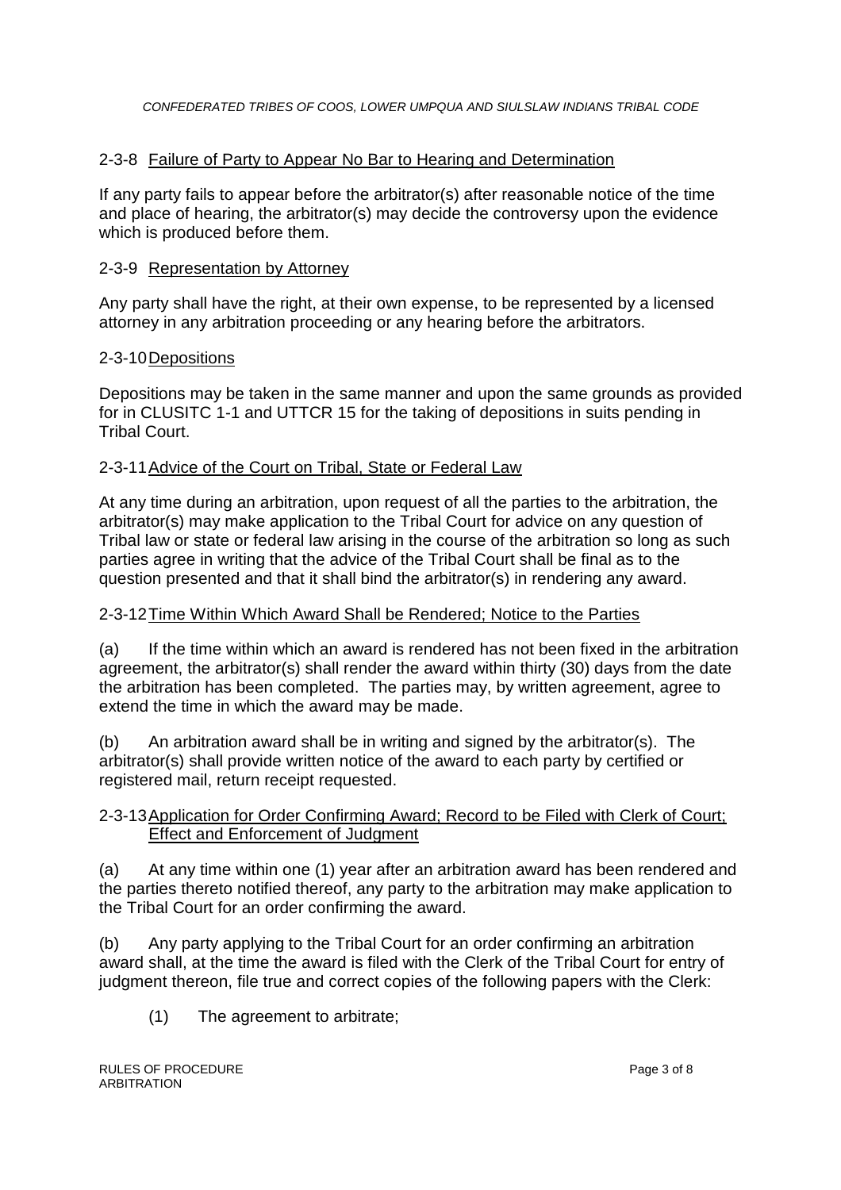## 2-3-8 Failure of Party to Appear No Bar to Hearing and Determination

If any party fails to appear before the arbitrator(s) after reasonable notice of the time and place of hearing, the arbitrator(s) may decide the controversy upon the evidence which is produced before them.

## 2-3-9 Representation by Attorney

Any party shall have the right, at their own expense, to be represented by a licensed attorney in any arbitration proceeding or any hearing before the arbitrators.

## 2-3-10 Depositions

Depositions may be taken in the same manner and upon the same grounds as provided for in CLUSITC 1-1 and UTTCR 15 for the taking of depositions in suits pending in Tribal Court.

## 2-3-11 Advice of the Court on Tribal, State or Federal Law

At any time during an arbitration, upon request of all the parties to the arbitration, the arbitrator(s) may make application to the Tribal Court for advice on any question of Tribal law or state or federal law arising in the course of the arbitration so long as such parties agree in writing that the advice of the Tribal Court shall be final as to the question presented and that it shall bind the arbitrator(s) in rendering any award.

## 2-3-12 Time Within Which Award Shall be Rendered; Notice to the Parties

(a) If the time within which an award is rendered has not been fixed in the arbitration agreement, the arbitrator(s) shall render the award within thirty (30) days from the date the arbitration has been completed. The parties may, by written agreement, agree to extend the time in which the award may be made.

(b) An arbitration award shall be in writing and signed by the arbitrator(s). The arbitrator(s) shall provide written notice of the award to each party by certified or registered mail, return receipt requested.

## 2-3-13 Application for Order Confirming Award; Record to be Filed with Clerk of Court; Effect and Enforcement of Judgment

(a) At any time within one (1) year after an arbitration award has been rendered and the parties thereto notified thereof, any party to the arbitration may make application to the Tribal Court for an order confirming the award.

(b) Any party applying to the Tribal Court for an order confirming an arbitration award shall, at the time the award is filed with the Clerk of the Tribal Court for entry of judgment thereon, file true and correct copies of the following papers with the Clerk:

(1) The agreement to arbitrate;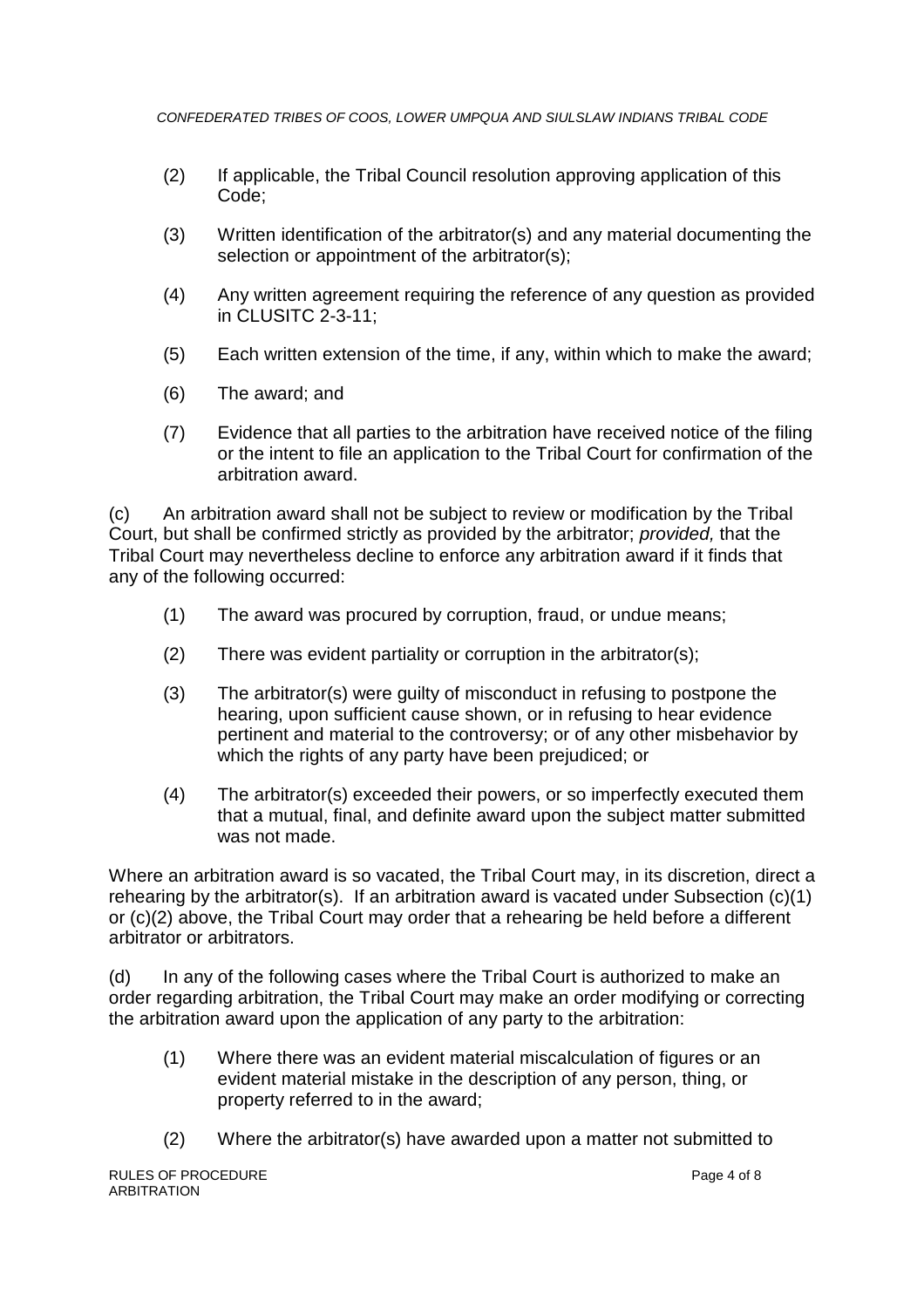(2) If applicable, the Tribal Council resolution approving application of this Code;

(3) Written identification of the arbitrator(s) and any material documenting the selection or appointment of the arbitrator(s);

(4) Any written agreement requiring the reference of any question as provided in CLUSITC 2-3-11;

(5) Each written extension of the time, if any, within which to make the award;

(6) The award; and

(7) Evidence that all parties to the arbitration have received notice of the filing or the intent to file an application to the Tribal Court for confirmation of the arbitration award.

(c) An arbitration award shall not be subject to review or modification by the Tribal Court, but shall be confirmed strictly as provided by the arbitrator; *provided,* that the Tribal Court may nevertheless decline to enforce any arbitration award if it finds that any of the following occurred:

(1) The award was procured by corruption, fraud, or undue means;

(2) There was evident partiality or corruption in the arbitrator(s);

(3) The arbitrator(s) were guilty of misconduct in refusing to postpone the hearing, upon sufficient cause shown, or in refusing to hear evidence pertinent and material to the controversy; or of any other misbehavior by which the rights of any party have been prejudiced; or

(4) The arbitrator(s) exceeded their powers, or so imperfectly executed them that a mutual, final, and definite award upon the subject matter submitted was not made.

Where an arbitration award is so vacated, the Tribal Court may, in its discretion, direct a rehearing by the arbitrator(s). If an arbitration award is vacated under Subsection (c)(1) or (c)(2) above, the Tribal Court may order that a rehearing be held before a different arbitrator or arbitrators.

(d) In any of the following cases where the Tribal Court is authorized to make an order regarding arbitration, the Tribal Court may make an order modifying or correcting the arbitration award upon the application of any party to the arbitration:

(1) Where there was an evident material miscalculation of figures or an evident material mistake in the description of any person, thing, or property referred to in the award;

(2) Where the arbitrator(s) have awarded upon a matter not submitted to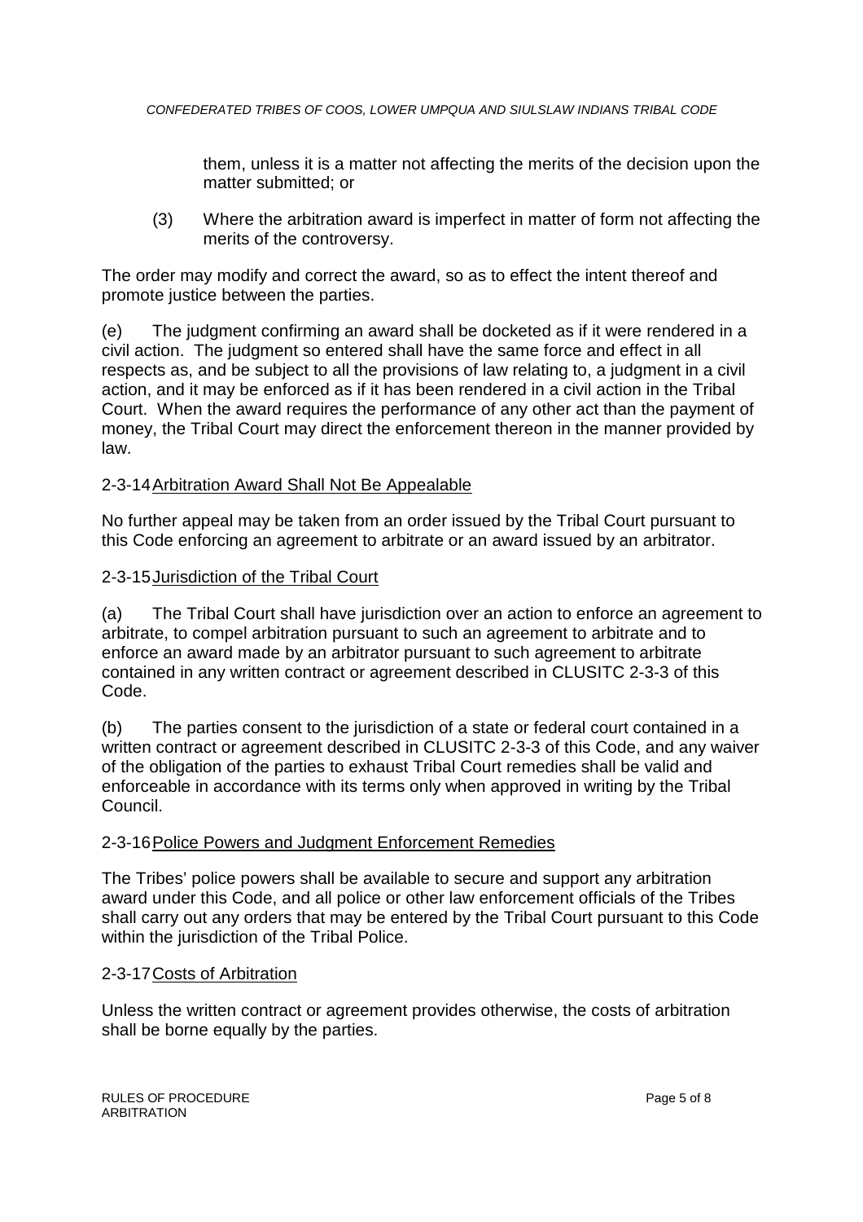them, unless it is a matter not affecting the merits of the decision upon the matter submitted; or

(3) Where the arbitration award is imperfect in matter of form not affecting the merits of the controversy.

The order may modify and correct the award, so as to effect the intent thereof and promote justice between the parties.

(e) The judgment confirming an award shall be docketed as if it were rendered in a civil action. The judgment so entered shall have the same force and effect in all respects as, and be subject to all the provisions of law relating to, a judgment in a civil action, and it may be enforced as if it has been rendered in a civil action in the Tribal Court. When the award requires the performance of any other act than the payment of money, the Tribal Court may direct the enforcement thereon in the manner provided by law.

## 2-3-14 Arbitration Award Shall Not Be Appealable

No further appeal may be taken from an order issued by the Tribal Court pursuant to this Code enforcing an agreement to arbitrate or an award issued by an arbitrator.

## 2-3-15 Jurisdiction of the Tribal Court

(a) The Tribal Court shall have jurisdiction over an action to enforce an agreement to arbitrate, to compel arbitration pursuant to such an agreement to arbitrate and to enforce an award made by an arbitrator pursuant to such agreement to arbitrate contained in any written contract or agreement described in CLUSITC 2-3-3 of this Code.

(b) The parties consent to the jurisdiction of a state or federal court contained in a written contract or agreement described in CLUSITC 2-3-3 of this Code, and any waiver of the obligation of the parties to exhaust Tribal Court remedies shall be valid and enforceable in accordance with its terms only when approved in writing by the Tribal Council.

## 2-3-16 Police Powers and Judgment Enforcement Remedies

The Tribes' police powers shall be available to secure and support any arbitration award under this Code, and all police or other law enforcement officials of the Tribes shall carry out any orders that may be entered by the Tribal Court pursuant to this Code within the jurisdiction of the Tribal Police.

## 2-3-17 Costs of Arbitration

Unless the written contract or agreement provides otherwise, the costs of arbitration shall be borne equally by the parties.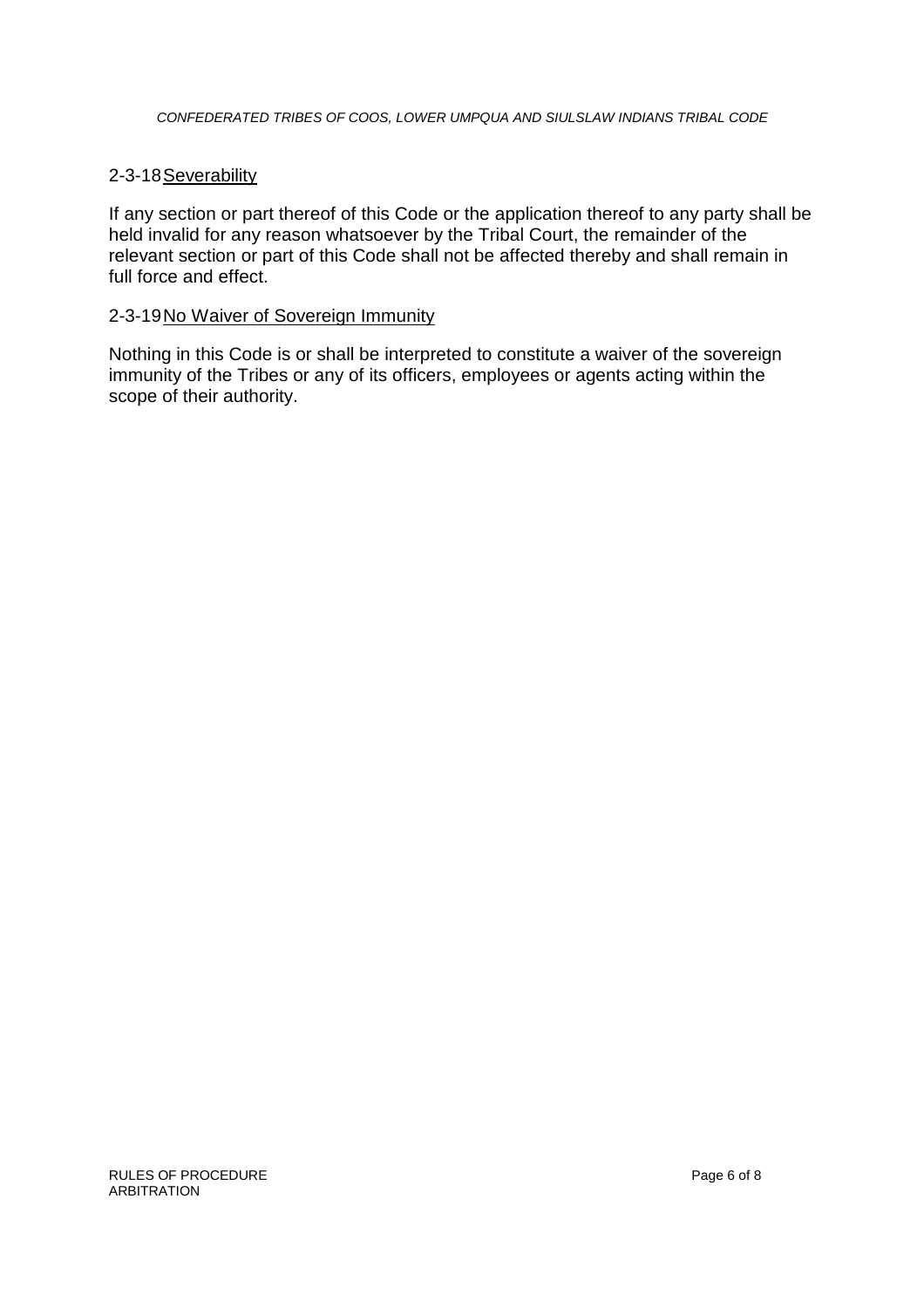## 2-3-18 Severability

If any section or part thereof of this Code or the application thereof to any party shall be held invalid for any reason whatsoever by the Tribal Court, the remainder of the relevant section or part of this Code shall not be affected thereby and shall remain in full force and effect.

## 2-3-19 No Waiver of Sovereign Immunity

Nothing in this Code is or shall be interpreted to constitute a waiver of the sovereign immunity of the Tribes or any of its officers, employees or agents acting within the scope of their authority.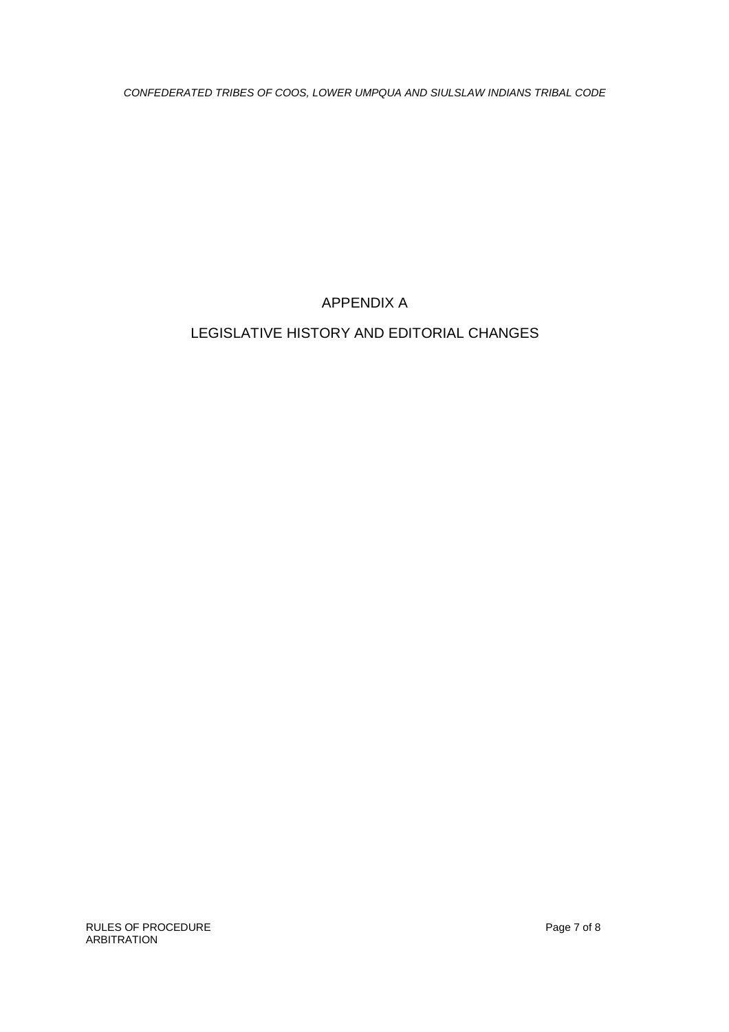# APPENDIX A

# LEGISLATIVE HISTORY AND EDITORIAL CHANGES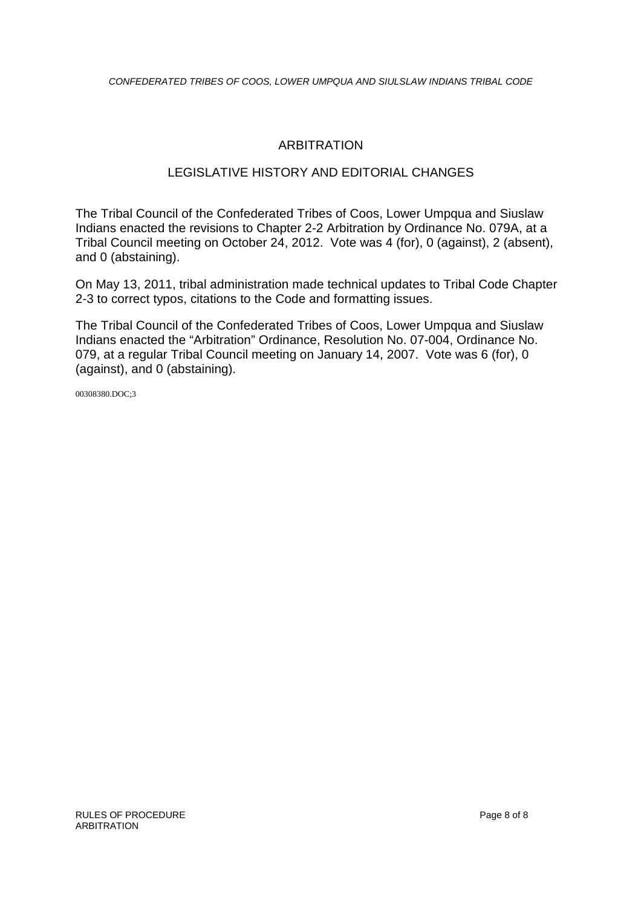## ARBITRATION

## LEGISLATIVE HISTORY AND EDITORIAL CHANGES

The Tribal Council of the Confederated Tribes of Coos, Lower Umpqua and Siuslaw Indians enacted the revisions to Chapter 2-2 Arbitration by Ordinance No. 079A, at a Tribal Council meeting on October 24, 2012. Vote was 4 (for), 0 (against), 2 (absent), and 0 (abstaining).

On May 13, 2011, tribal administration made technical updates to Tribal Code Chapter 2-3 to correct typos, citations to the Code and formatting issues.

The Tribal Council of the Confederated Tribes of Coos, Lower Umpqua and Siuslaw Indians enacted the "Arbitration" Ordinance, Resolution No. 07-004, Ordinance No. 079, at a regular Tribal Council meeting on January 14, 2007. Vote was 6 (for), 0 (against), and 0 (abstaining).

00308380.DOC;3